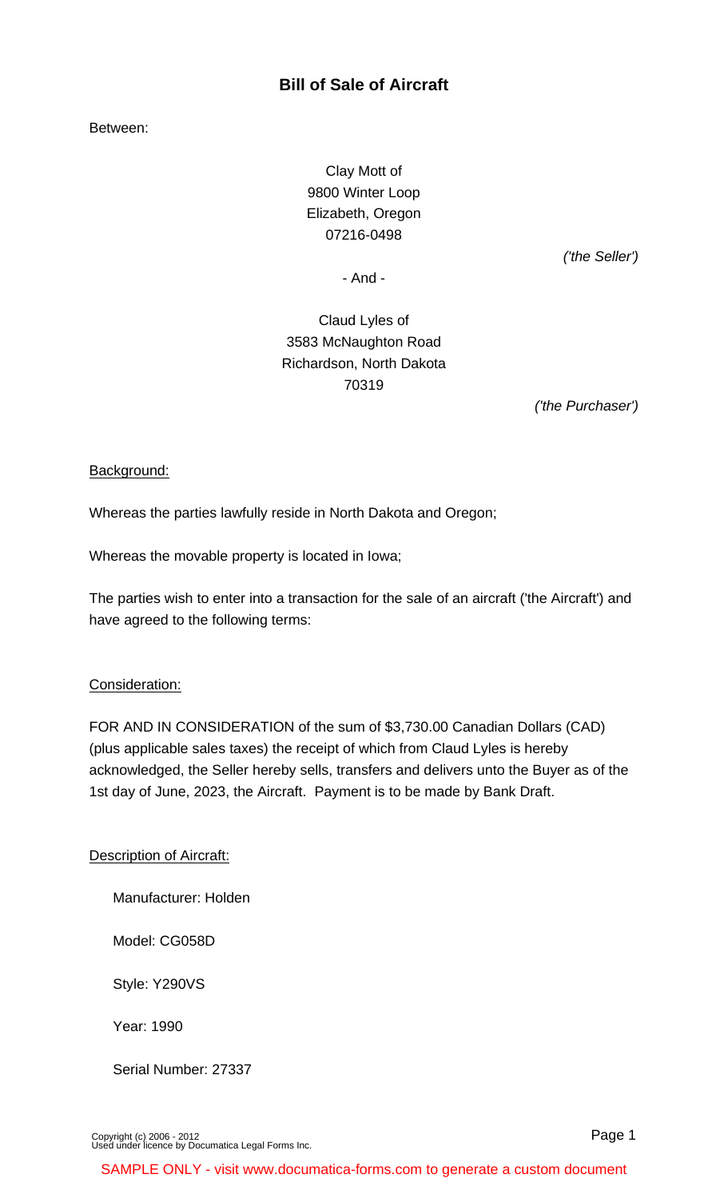# Bill of Sale of Aircraft

Between:

Clay Mott of
9800 Winter Loop
Elizabeth, Oregon
07216-0498

*('the Seller')*

\- And -

Claud Lyles of
3583 McNaughton Road
Richardson, North Dakota
70319

*('the Purchaser')*

Background:

Whereas the parties lawfully reside in North Dakota and Oregon;

Whereas the movable property is located in Iowa;

The parties wish to enter into a transaction for the sale of an aircraft ('the Aircraft') and have agreed to the following terms:

Consideration:

FOR AND IN CONSIDERATION of the sum of $3,730.00 Canadian Dollars (CAD) (plus applicable sales taxes) the receipt of which from Claud Lyles is hereby acknowledged, the Seller hereby sells, transfers and delivers unto the Buyer as of the 1st day of June, 2023, the Aircraft. Payment is to be made by Bank Draft.

Description of Aircraft:

Manufacturer: Holden

Model: CG058D

Style: Y290VS

Year: 1990

Serial Number: 27337

Copyright (c) 2006 - 2012
Used under licence by Documatica Legal Forms Inc.

SAMPLE ONLY - visit www.documatica-forms.com to generate a custom document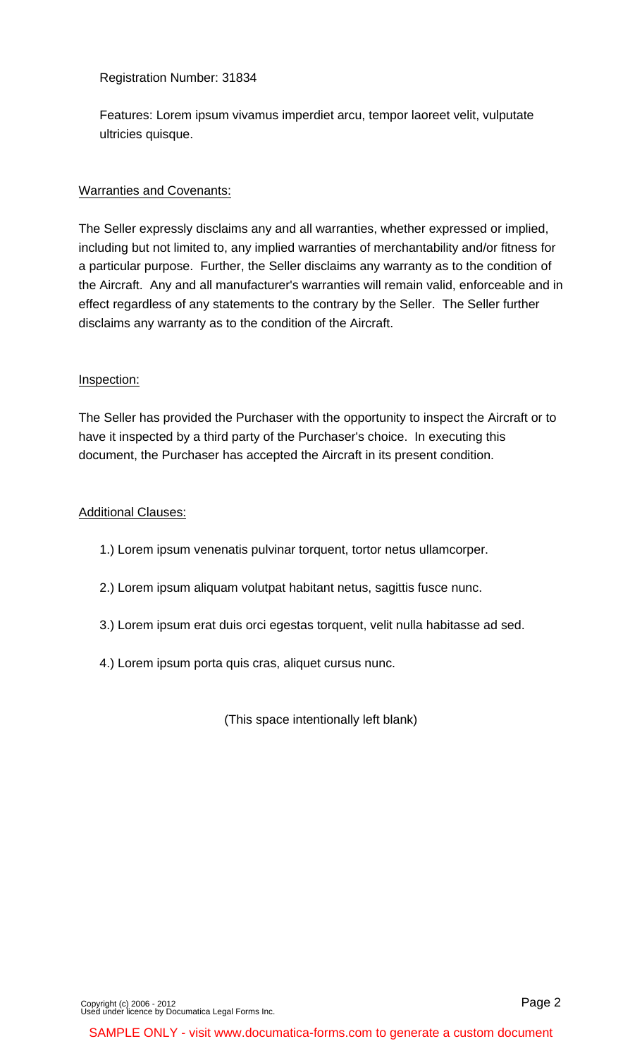Registration Number: 31834

Features: Lorem ipsum vivamus imperdiet arcu, tempor laoreet velit, vulputate ultricies quisque.

Warranties and Covenants:

The Seller expressly disclaims any and all warranties, whether expressed or implied, including but not limited to, any implied warranties of merchantability and/or fitness for a particular purpose. Further, the Seller disclaims any warranty as to the condition of the Aircraft. Any and all manufacturer's warranties will remain valid, enforceable and in effect regardless of any statements to the contrary by the Seller. The Seller further disclaims any warranty as to the condition of the Aircraft.

Inspection:

The Seller has provided the Purchaser with the opportunity to inspect the Aircraft or to have it inspected by a third party of the Purchaser's choice. In executing this document, the Purchaser has accepted the Aircraft in its present condition.

Additional Clauses:

1.) Lorem ipsum venenatis pulvinar torquent, tortor netus ullamcorper.

2.) Lorem ipsum aliquam volutpat habitant netus, sagittis fusce nunc.

3.) Lorem ipsum erat duis orci egestas torquent, velit nulla habitasse ad sed.

4.) Lorem ipsum porta quis cras, aliquet cursus nunc.

(This space intentionally left blank)

Copyright (c) 2006 - 2012
Used under licence by Documatica Legal Forms Inc.

SAMPLE ONLY - visit www.documatica-forms.com to generate a custom document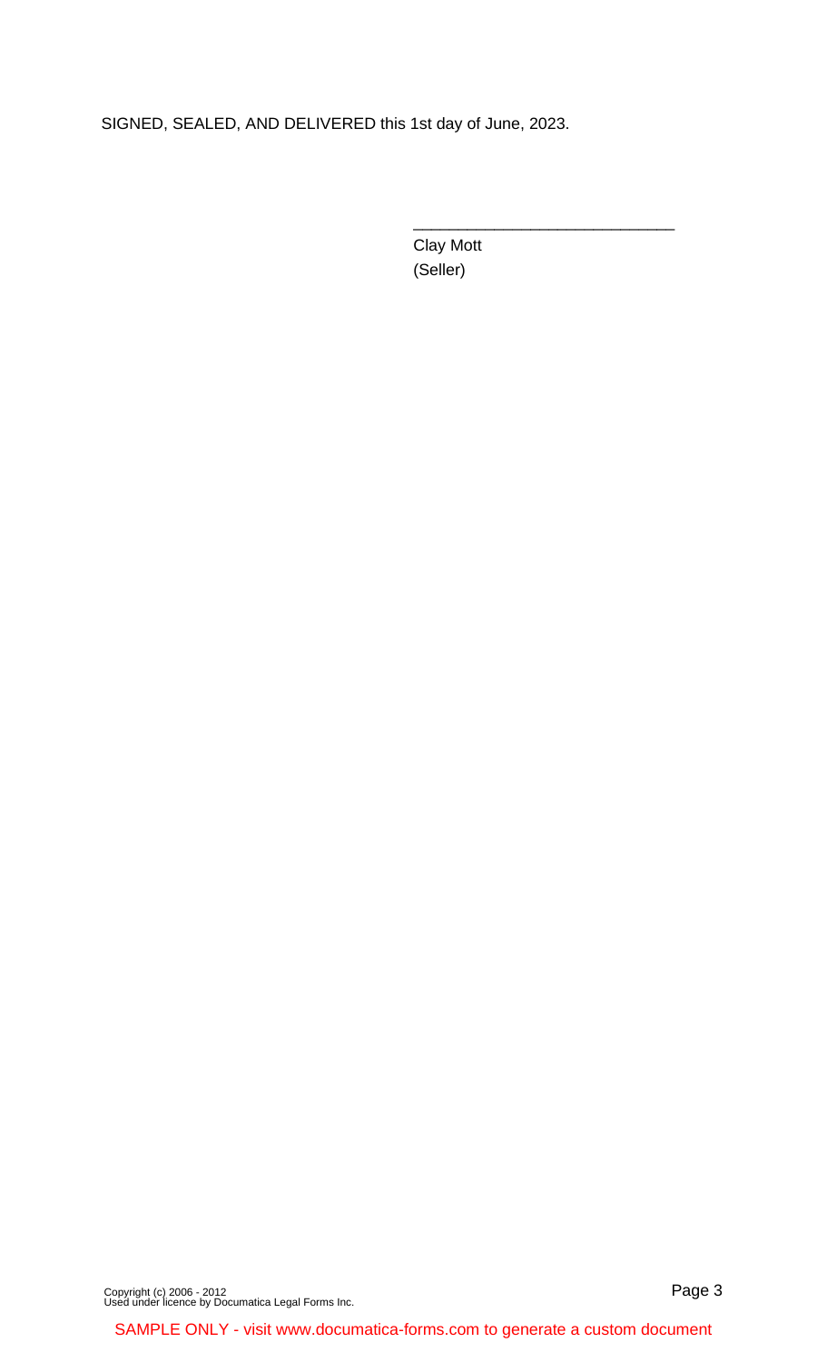SIGNED, SEALED, AND DELIVERED this 1st day of June, 2023.

\_\_\_\_\_\_\_\_\_\_\_\_\_\_\_\_\_\_\_\_\_\_\_\_\_\_\_\_\_\_

Clay Mott
(Seller)

Copyright (c) 2006 - 2012
Used under licence by Documatica Legal Forms Inc.

SAMPLE ONLY - visit www.documatica-forms.com to generate a custom document